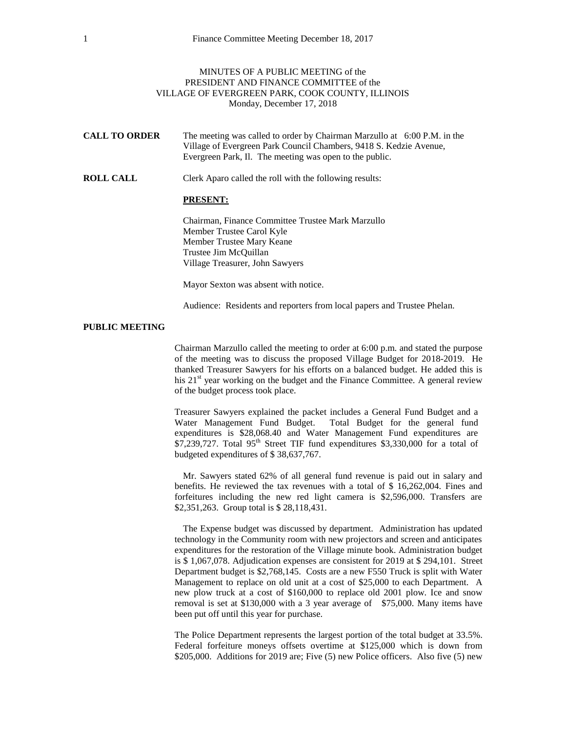MINUTES OF A PUBLIC MEETING of the
PRESIDENT AND FINANCE COMMITTEE of the
VILLAGE OF EVERGREEN PARK, COOK COUNTY, ILLINOIS
Monday, December 17, 2018

**CALL TO ORDER** The meeting was called to order by Chairman Marzullo at 6:00 P.M. in the Village of Evergreen Park Council Chambers, 9418 S. Kedzie Avenue, Evergreen Park, Il. The meeting was open to the public.

**ROLL CALL** Clerk Aparo called the roll with the following results:

**PRESENT:**

Chairman, Finance Committee Trustee Mark Marzullo
Member Trustee Carol Kyle
Member Trustee Mary Keane
Trustee Jim McQuillan
Village Treasurer, John Sawyers

Mayor Sexton was absent with notice.

Audience: Residents and reporters from local papers and Trustee Phelan.

**PUBLIC MEETING**

Chairman Marzullo called the meeting to order at 6:00 p.m. and stated the purpose of the meeting was to discuss the proposed Village Budget for 2018-2019. He thanked Treasurer Sawyers for his efforts on a balanced budget. He added this is his 21st year working on the budget and the Finance Committee. A general review of the budget process took place.

Treasurer Sawyers explained the packet includes a General Fund Budget and a Water Management Fund Budget. Total Budget for the general fund expenditures is $28,068.40 and Water Management Fund expenditures are $7,239,727. Total 95th Street TIF fund expenditures $3,330,000 for a total of budgeted expenditures of $ 38,637,767.

Mr. Sawyers stated 62% of all general fund revenue is paid out in salary and benefits. He reviewed the tax revenues with a total of $ 16,262,004. Fines and forfeitures including the new red light camera is $2,596,000. Transfers are $2,351,263. Group total is $ 28,118,431.

The Expense budget was discussed by department. Administration has updated technology in the Community room with new projectors and screen and anticipates expenditures for the restoration of the Village minute book. Administration budget is $ 1,067,078. Adjudication expenses are consistent for 2019 at $ 294,101. Street Department budget is $2,768,145. Costs are a new F550 Truck is split with Water Management to replace on old unit at a cost of $25,000 to each Department. A new plow truck at a cost of $160,000 to replace old 2001 plow. Ice and snow removal is set at $130,000 with a 3 year average of $75,000. Many items have been put off until this year for purchase.

The Police Department represents the largest portion of the total budget at 33.5%. Federal forfeiture moneys offsets overtime at $125,000 which is down from $205,000. Additions for 2019 are; Five (5) new Police officers. Also five (5) new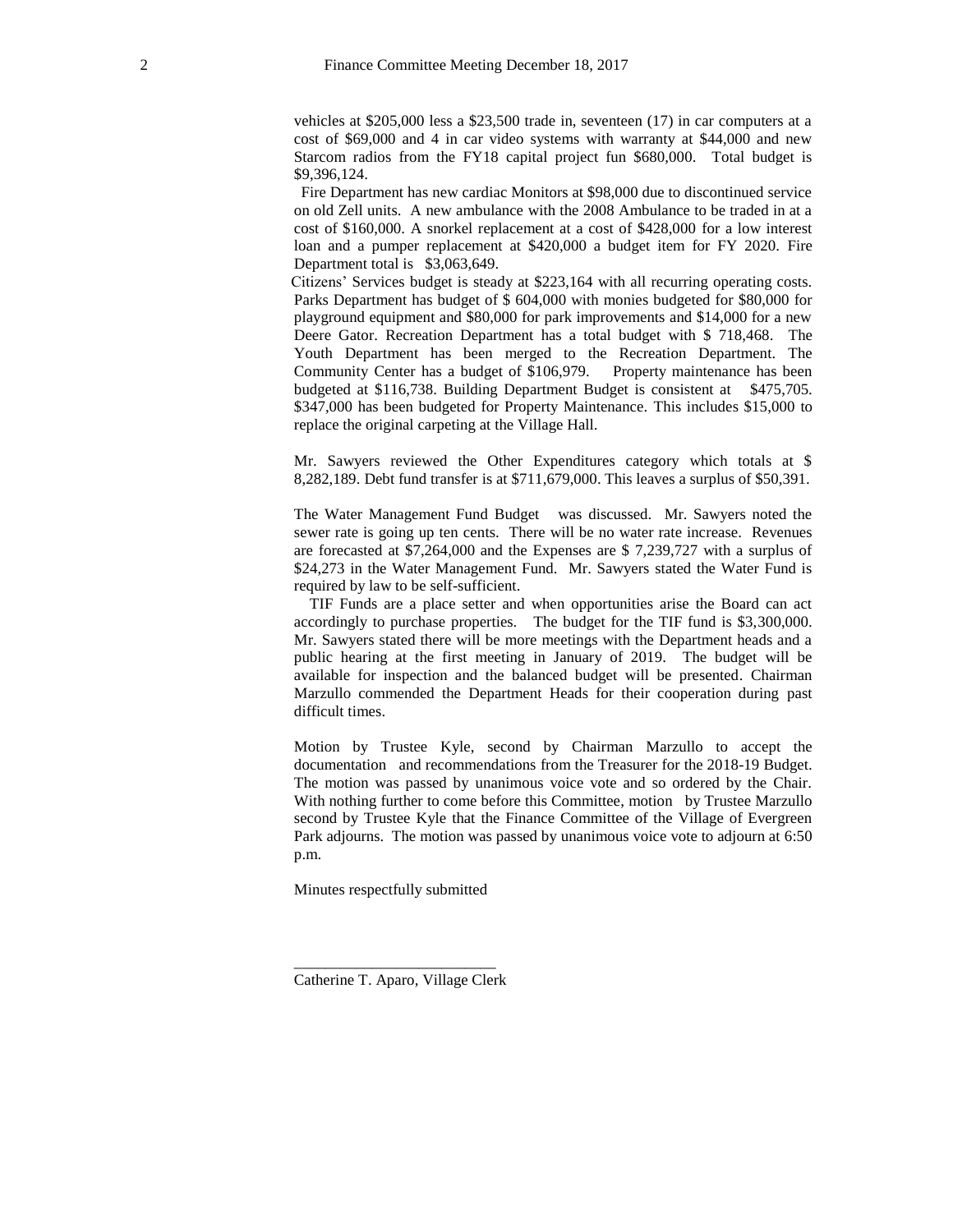vehicles at $205,000 less a $23,500 trade in, seventeen (17) in car computers at a cost of $69,000 and 4 in car video systems with warranty at $44,000 and new Starcom radios from the FY18 capital project fun $680,000. Total budget is $9,396,124.

Fire Department has new cardiac Monitors at $98,000 due to discontinued service on old Zell units. A new ambulance with the 2008 Ambulance to be traded in at a cost of $160,000. A snorkel replacement at a cost of $428,000 for a low interest loan and a pumper replacement at $420,000 a budget item for FY 2020. Fire Department total is $3,063,649.

Citizens' Services budget is steady at $223,164 with all recurring operating costs. Parks Department has budget of $ 604,000 with monies budgeted for $80,000 for playground equipment and $80,000 for park improvements and $14,000 for a new Deere Gator. Recreation Department has a total budget with $ 718,468. The Youth Department has been merged to the Recreation Department. The Community Center has a budget of $106,979. Property maintenance has been budgeted at $116,738. Building Department Budget is consistent at $475,705. $347,000 has been budgeted for Property Maintenance. This includes $15,000 to replace the original carpeting at the Village Hall.

Mr. Sawyers reviewed the Other Expenditures category which totals at $ 8,282,189. Debt fund transfer is at $711,679,000. This leaves a surplus of $50,391.

The Water Management Fund Budget was discussed. Mr. Sawyers noted the sewer rate is going up ten cents. There will be no water rate increase. Revenues are forecasted at $7,264,000 and the Expenses are $ 7,239,727 with a surplus of $24,273 in the Water Management Fund. Mr. Sawyers stated the Water Fund is required by law to be self-sufficient.

TIF Funds are a place setter and when opportunities arise the Board can act accordingly to purchase properties. The budget for the TIF fund is $3,300,000. Mr. Sawyers stated there will be more meetings with the Department heads and a public hearing at the first meeting in January of 2019. The budget will be available for inspection and the balanced budget will be presented. Chairman Marzullo commended the Department Heads for their cooperation during past difficult times.

Motion by Trustee Kyle, second by Chairman Marzullo to accept the documentation and recommendations from the Treasurer for the 2018-19 Budget. The motion was passed by unanimous voice vote and so ordered by the Chair. With nothing further to come before this Committee, motion by Trustee Marzullo second by Trustee Kyle that the Finance Committee of the Village of Evergreen Park adjourns. The motion was passed by unanimous voice vote to adjourn at 6:50 p.m.

Minutes respectfully submitted

\_\_\_\_\_\_\_\_\_\_\_\_\_\_\_\_\_\_\_\_\_\_\_\_\_\_

Catherine T. Aparo, Village Clerk